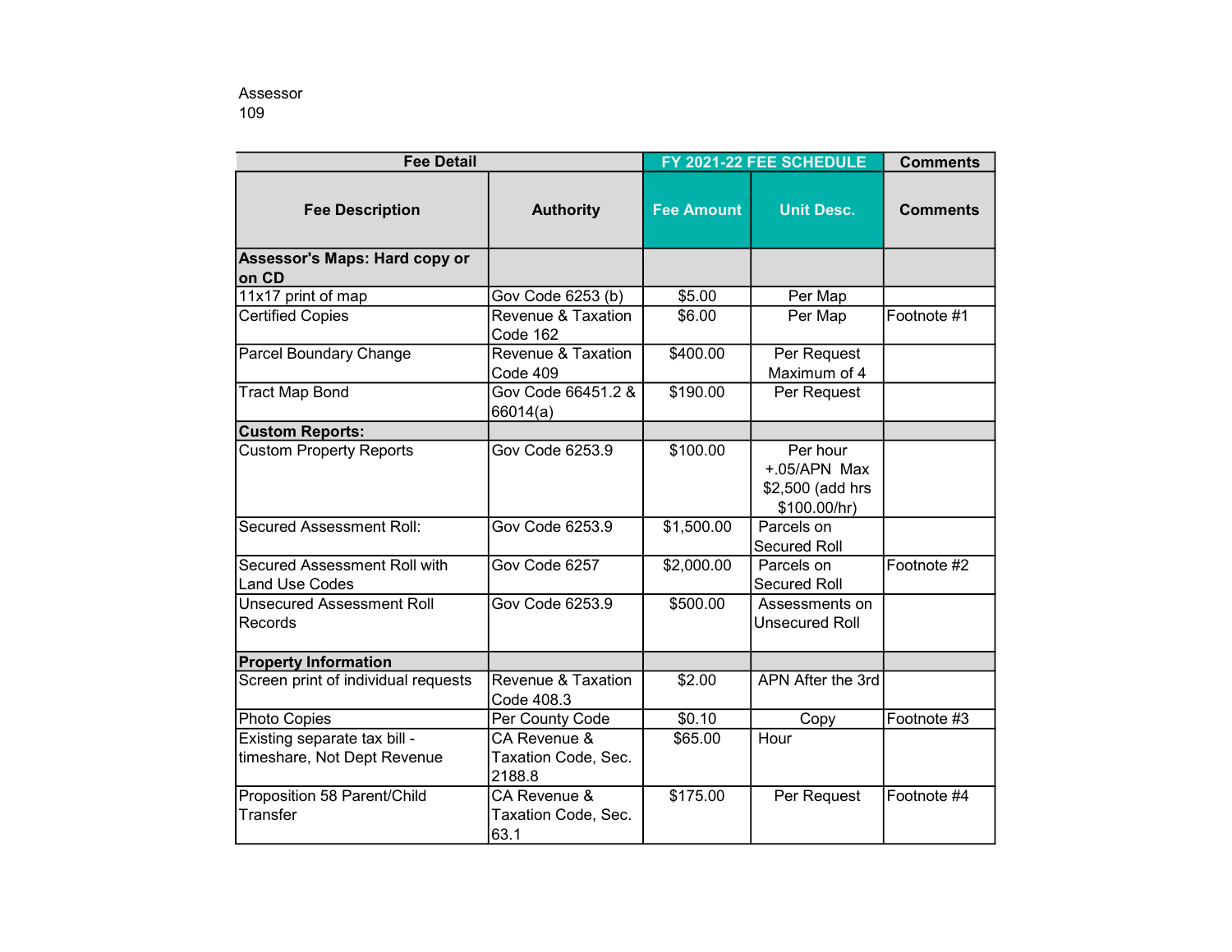Assessor
109

| Fee Detail | | FY 2021-22 FEE SCHEDULE | | Comments |
|---|---|---|---|---|
| **Fee Description** | **Authority** | **Fee Amount** | **Unit Desc.** | **Comments** |
| **Assessor's Maps: Hard copy or on CD** | | | | |
| 11x17 print of map | Gov Code 6253 (b) | $5.00 | Per Map | |
| Certified Copies | Revenue & Taxation Code 162 | $6.00 | Per Map | Footnote #1 |
| Parcel Boundary Change | Revenue & Taxation Code 409 | $400.00 | Per Request Maximum of 4 | |
| Tract Map Bond | Gov Code 66451.2 & 66014(a) | $190.00 | Per Request | |
| **Custom Reports:** | | | | |
| Custom Property Reports | Gov Code 6253.9 | $100.00 | Per hour +.05/APN Max $2,500 (add hrs $100.00/hr) | |
| Secured Assessment Roll: | Gov Code 6253.9 | $1,500.00 | Parcels on Secured Roll | |
| Secured Assessment Roll with Land Use Codes | Gov Code 6257 | $2,000.00 | Parcels on Secured Roll | Footnote #2 |
| Unsecured Assessment Roll Records | Gov Code 6253.9 | $500.00 | Assessments on Unsecured Roll | |
| **Property Information** | | | | |
| Screen print of individual requests | Revenue & Taxation Code 408.3 | $2.00 | APN After the 3rd | |
| Photo Copies | Per County Code | $0.10 | Copy | Footnote #3 |
| Existing separate tax bill - timeshare, Not Dept Revenue | CA Revenue & Taxation Code, Sec. 2188.8 | $65.00 | Hour | |
| Proposition 58 Parent/Child Transfer | CA Revenue & Taxation Code, Sec. 63.1 | $175.00 | Per Request | Footnote #4 |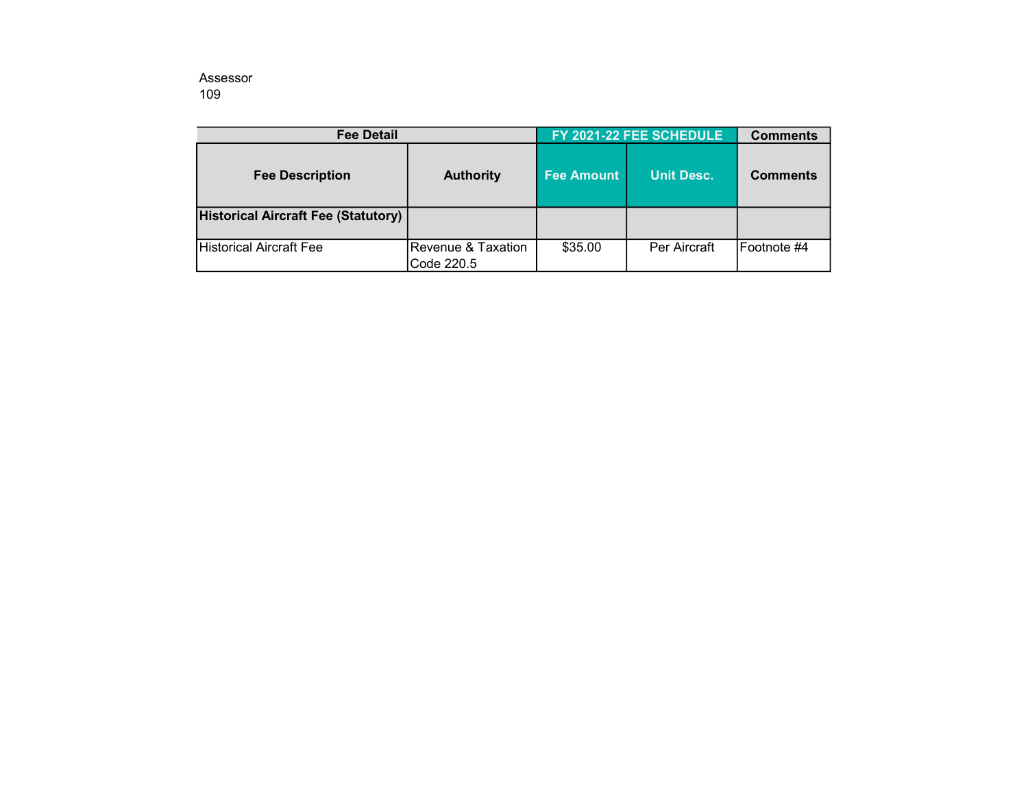Assessor
109

| Fee Detail | | FY 2021-22 FEE SCHEDULE | | Comments |
|---|---|---|---|---|
| **Fee Description** | **Authority** | **Fee Amount** | **Unit Desc.** | **Comments** |
| **Historical Aircraft Fee (Statutory)** | | | | |
| Historical Aircraft Fee | Revenue & Taxation Code 220.5 | $35.00 | Per Aircraft | Footnote #4 |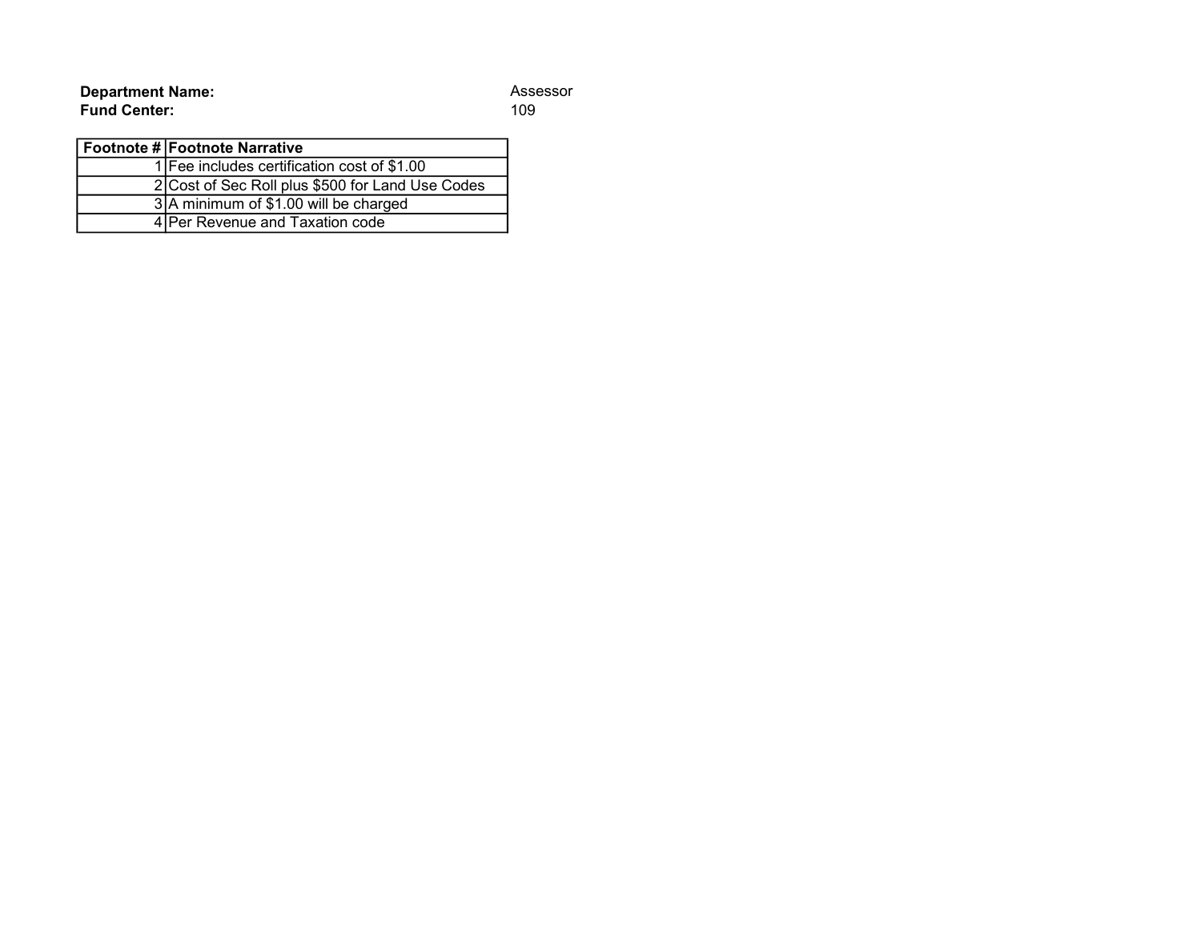**Department Name:** Assessor
**Fund Center:** 109

| Footnote # | Footnote Narrative |
|---|---|
| 1 | Fee includes certification cost of $1.00 |
| 2 | Cost of Sec Roll plus $500 for Land Use Codes |
| 3 | A minimum of $1.00 will be charged |
| 4 | Per Revenue and Taxation code |